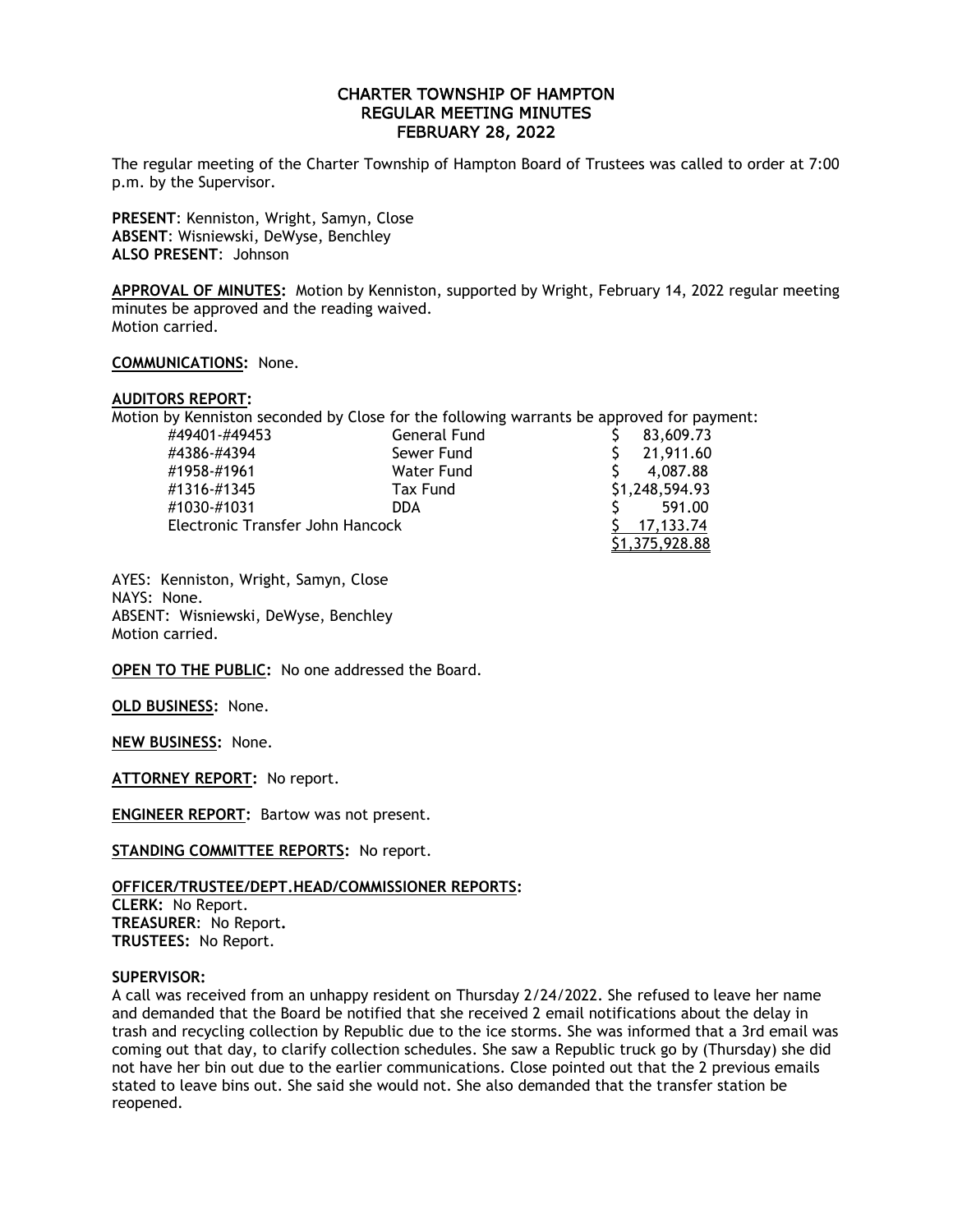# CHARTER TOWNSHIP OF HAMPTON
## REGULAR MEETING MINUTES
## FEBRUARY 28, 2022

The regular meeting of the Charter Township of Hampton Board of Trustees was called to order at 7:00 p.m. by the Supervisor.

**PRESENT**: Kenniston, Wright, Samyn, Close
**ABSENT**: Wisniewski, DeWyse, Benchley
**ALSO PRESENT**: Johnson

**APPROVAL OF MINUTES:** Motion by Kenniston, supported by Wright, February 14, 2022 regular meeting minutes be approved and the reading waived.
Motion carried.

**COMMUNICATIONS:** None.

**AUDITORS REPORT:**
Motion by Kenniston seconded by Close for the following warrants be approved for payment:

| | | |
|---|---|---|
| #49401-#49453 | General Fund | $ 83,609.73 |
| #4386-#4394 | Sewer Fund | $ 21,911.60 |
| #1958-#1961 | Water Fund | $ 4,087.88 |
| #1316-#1345 | Tax Fund | $1,248,594.93 |
| #1030-#1031 | DDA | $ 591.00 |
| Electronic Transfer John Hancock | | $ 17,133.74 |
| | | $1,375,928.88 |

AYES: Kenniston, Wright, Samyn, Close
NAYS: None.
ABSENT: Wisniewski, DeWyse, Benchley
Motion carried.

**OPEN TO THE PUBLIC:** No one addressed the Board.

**OLD BUSINESS:** None.

**NEW BUSINESS:** None.

**ATTORNEY REPORT:** No report.

**ENGINEER REPORT:** Bartow was not present.

**STANDING COMMITTEE REPORTS:** No report.

**OFFICER/TRUSTEE/DEPT.HEAD/COMMISSIONER REPORTS:**
**CLERK:** No Report.
**TREASURER**: No Report**.**
**TRUSTEES:** No Report.

**SUPERVISOR:**
A call was received from an unhappy resident on Thursday 2/24/2022. She refused to leave her name and demanded that the Board be notified that she received 2 email notifications about the delay in trash and recycling collection by Republic due to the ice storms. She was informed that a 3rd email was coming out that day, to clarify collection schedules. She saw a Republic truck go by (Thursday) she did not have her bin out due to the earlier communications. Close pointed out that the 2 previous emails stated to leave bins out. She said she would not. She also demanded that the transfer station be reopened.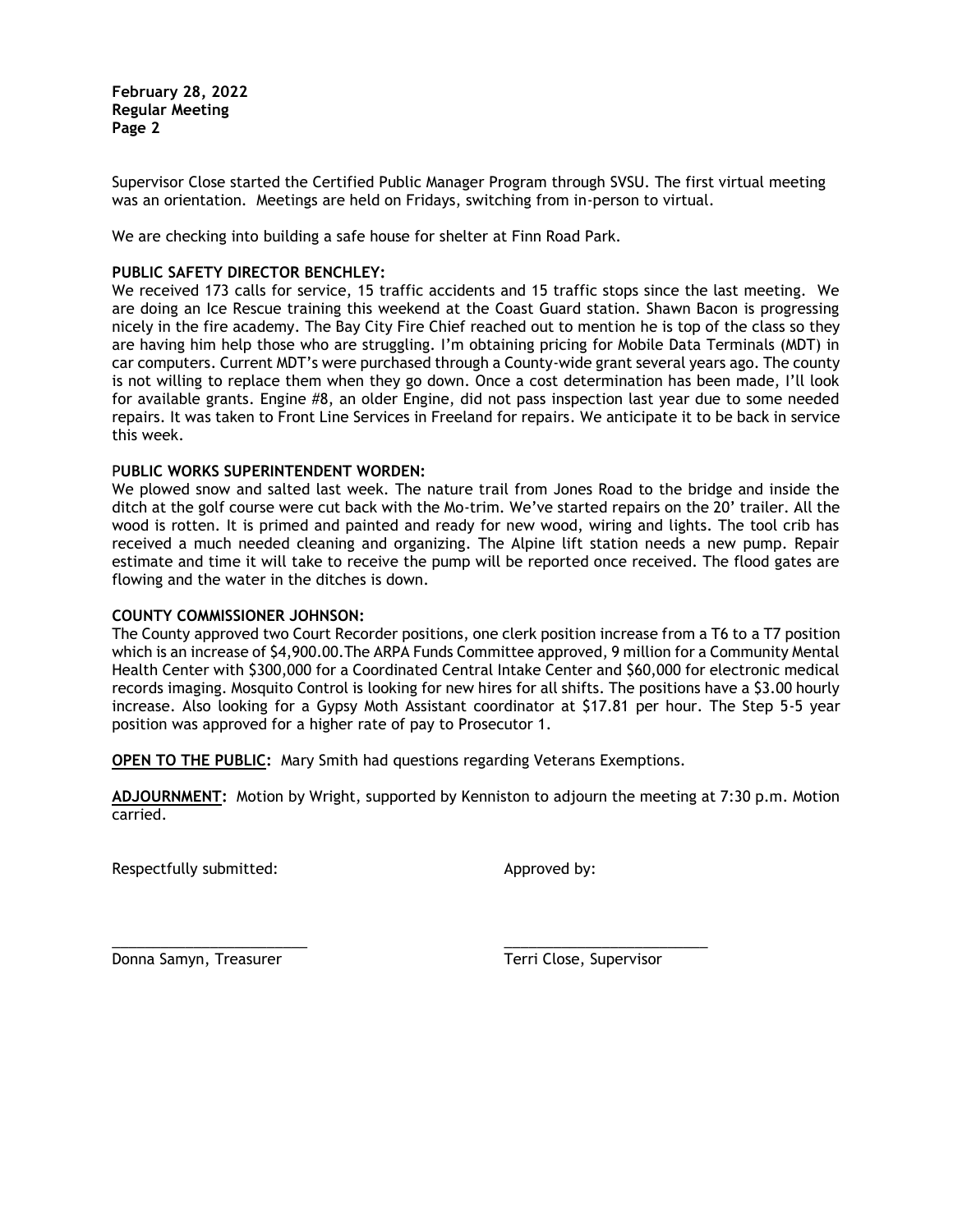Supervisor Close started the Certified Public Manager Program through SVSU. The first virtual meeting was an orientation. Meetings are held on Fridays, switching from in-person to virtual.

We are checking into building a safe house for shelter at Finn Road Park.

**PUBLIC SAFETY DIRECTOR BENCHLEY:**
We received 173 calls for service, 15 traffic accidents and 15 traffic stops since the last meeting. We are doing an Ice Rescue training this weekend at the Coast Guard station. Shawn Bacon is progressing nicely in the fire academy. The Bay City Fire Chief reached out to mention he is top of the class so they are having him help those who are struggling. I'm obtaining pricing for Mobile Data Terminals (MDT) in car computers. Current MDT's were purchased through a County-wide grant several years ago. The county is not willing to replace them when they go down. Once a cost determination has been made, I'll look for available grants. Engine #8, an older Engine, did not pass inspection last year due to some needed repairs. It was taken to Front Line Services in Freeland for repairs. We anticipate it to be back in service this week.

**PUBLIC WORKS SUPERINTENDENT WORDEN:**
We plowed snow and salted last week. The nature trail from Jones Road to the bridge and inside the ditch at the golf course were cut back with the Mo-trim. We've started repairs on the 20' trailer. All the wood is rotten. It is primed and painted and ready for new wood, wiring and lights. The tool crib has received a much needed cleaning and organizing. The Alpine lift station needs a new pump. Repair estimate and time it will take to receive the pump will be reported once received. The flood gates are flowing and the water in the ditches is down.

**COUNTY COMMISSIONER JOHNSON:**
The County approved two Court Recorder positions, one clerk position increase from a T6 to a T7 position which is an increase of $4,900.00.The ARPA Funds Committee approved, 9 million for a Community Mental Health Center with $300,000 for a Coordinated Central Intake Center and $60,000 for electronic medical records imaging. Mosquito Control is looking for new hires for all shifts. The positions have a $3.00 hourly increase. Also looking for a Gypsy Moth Assistant coordinator at $17.81 per hour. The Step 5-5 year position was approved for a higher rate of pay to Prosecutor 1.

**OPEN TO THE PUBLIC:** Mary Smith had questions regarding Veterans Exemptions.

**ADJOURNMENT:** Motion by Wright, supported by Kenniston to adjourn the meeting at 7:30 p.m. Motion carried.

Respectfully submitted: Approved by:

\_\_\_\_\_\_\_\_\_\_\_\_\_\_\_\_\_\_\_\_\_\_\_\_ \_\_\_\_\_\_\_\_\_\_\_\_\_\_\_\_\_\_\_\_\_\_\_\_

Donna Samyn, Treasurer Terri Close, Supervisor